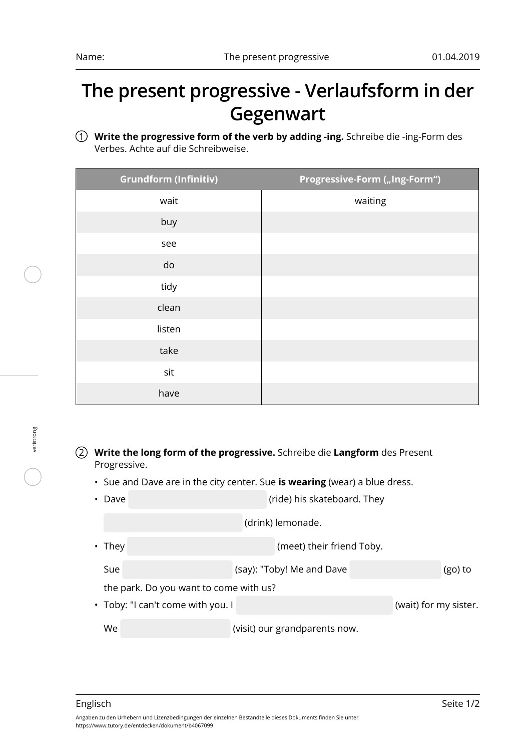Name: The present progressive 01.04.2019

# The present progressive - Verlaufsform in der Gegenwart

① **Write the progressive form of the verb by adding -ing.** Schreibe die -ing-Form des Verbes. Achte auf die Schreibweise.

| Grundform (Infinitiv) | Progressive-Form („Ing-Form“) |
|---|---|
| wait | waiting |
| buy | |
| see | |
| do | |
| tidy | |
| clean | |
| listen | |
| take | |
| sit | |
| have | |

② **Write the long form of the progressive.** Schreibe die **Langform** des Present Progressive.

- Sue and Dave are in the city center. Sue **is wearing** (wear) a blue dress.
- Dave __________ (ride) his skateboard. They __________ (drink) lemonade.
- They __________ (meet) their friend Toby. Sue __________ (say): "Toby! Me and Dave __________ (go) to the park. Do you want to come with us?
- Toby: "I can't come with you. I __________ (wait) for my sister. We __________ (visit) our grandparents now.

Angaben zu den Urhebern und Lizenzbedingungen der einzelnen Bestandteile dieses Dokuments finden Sie unter https://www.tutory.de/entdecken/dokument/b4067099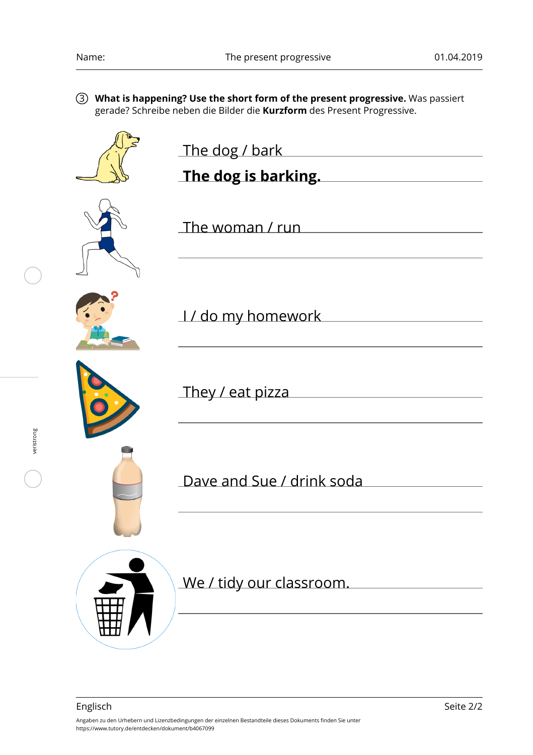③ **What is happening? Use the short form of the present progressive.** Was passiert gerade? Schreibe neben die Bilder die **Kurzform** des Present Progressive.

The dog / bark

**The dog is barking.**

The woman / run

I / do my homework

They / eat pizza

Dave and Sue / drink soda

We / tidy our classroom.

Angaben zu den Urhebern und Lizenzbedingungen der einzelnen Bestandteile dieses Dokuments finden Sie unter https://www.tutory.de/entdecken/dokument/b4067099